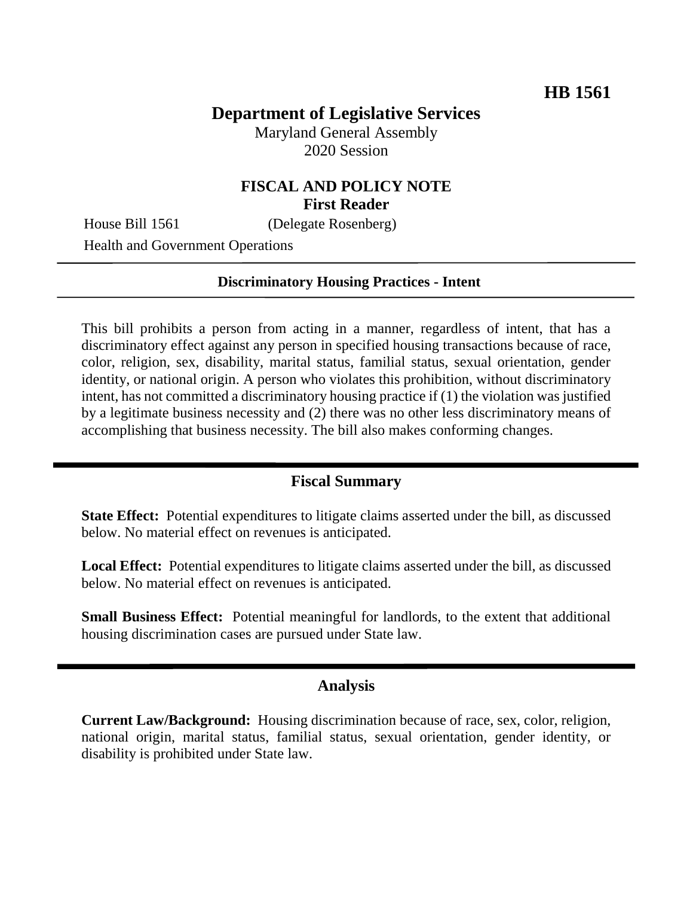**HB 1561**

# Department of Legislative Services

Maryland General Assembly
2020 Session

## FISCAL AND POLICY NOTE
### First Reader

House Bill 1561 (Delegate Rosenberg)

Health and Government Operations

---

**Discriminatory Housing Practices - Intent**

---

This bill prohibits a person from acting in a manner, regardless of intent, that has a discriminatory effect against any person in specified housing transactions because of race, color, religion, sex, disability, marital status, familial status, sexual orientation, gender identity, or national origin. A person who violates this prohibition, without discriminatory intent, has not committed a discriminatory housing practice if (1) the violation was justified by a legitimate business necessity and (2) there was no other less discriminatory means of accomplishing that business necessity. The bill also makes conforming changes.

## Fiscal Summary

**State Effect:** Potential expenditures to litigate claims asserted under the bill, as discussed below. No material effect on revenues is anticipated.

**Local Effect:** Potential expenditures to litigate claims asserted under the bill, as discussed below. No material effect on revenues is anticipated.

**Small Business Effect:** Potential meaningful for landlords, to the extent that additional housing discrimination cases are pursued under State law.

## Analysis

**Current Law/Background:** Housing discrimination because of race, sex, color, religion, national origin, marital status, familial status, sexual orientation, gender identity, or disability is prohibited under State law.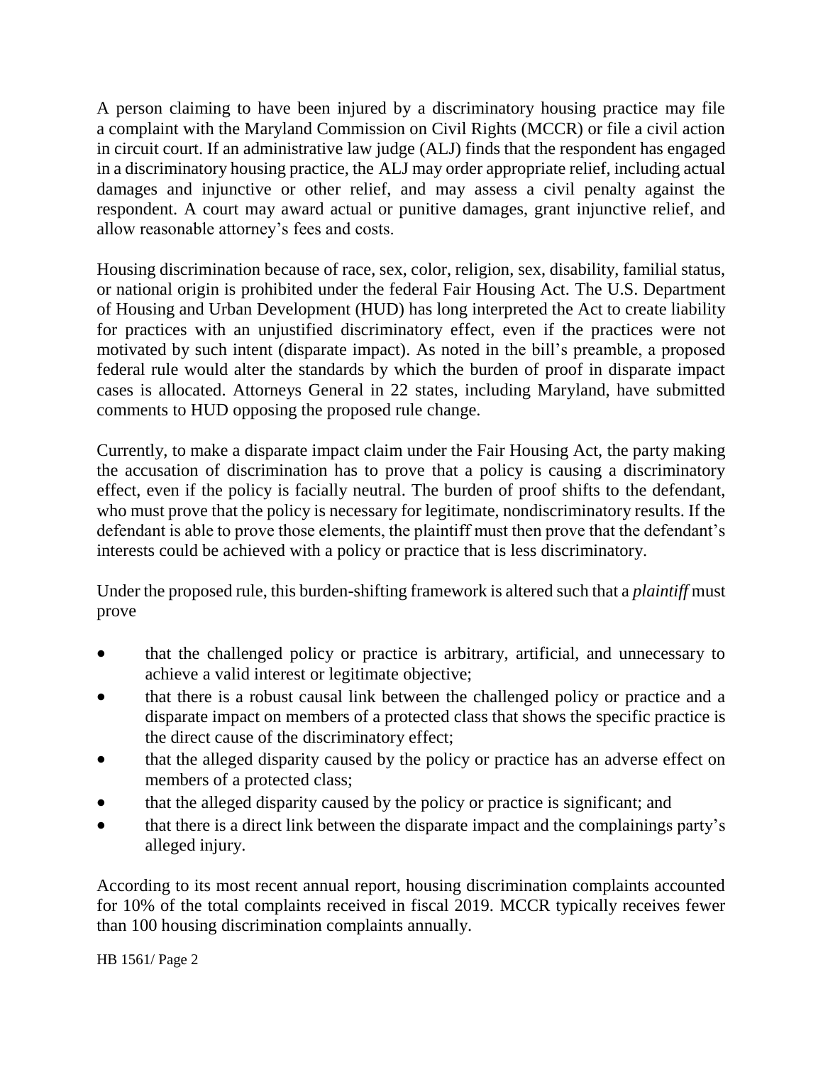A person claiming to have been injured by a discriminatory housing practice may file a complaint with the Maryland Commission on Civil Rights (MCCR) or file a civil action in circuit court. If an administrative law judge (ALJ) finds that the respondent has engaged in a discriminatory housing practice, the ALJ may order appropriate relief, including actual damages and injunctive or other relief, and may assess a civil penalty against the respondent. A court may award actual or punitive damages, grant injunctive relief, and allow reasonable attorney's fees and costs.

Housing discrimination because of race, sex, color, religion, sex, disability, familial status, or national origin is prohibited under the federal Fair Housing Act. The U.S. Department of Housing and Urban Development (HUD) has long interpreted the Act to create liability for practices with an unjustified discriminatory effect, even if the practices were not motivated by such intent (disparate impact). As noted in the bill's preamble, a proposed federal rule would alter the standards by which the burden of proof in disparate impact cases is allocated. Attorneys General in 22 states, including Maryland, have submitted comments to HUD opposing the proposed rule change.

Currently, to make a disparate impact claim under the Fair Housing Act, the party making the accusation of discrimination has to prove that a policy is causing a discriminatory effect, even if the policy is facially neutral. The burden of proof shifts to the defendant, who must prove that the policy is necessary for legitimate, nondiscriminatory results. If the defendant is able to prove those elements, the plaintiff must then prove that the defendant's interests could be achieved with a policy or practice that is less discriminatory.

Under the proposed rule, this burden-shifting framework is altered such that a *plaintiff* must prove

- that the challenged policy or practice is arbitrary, artificial, and unnecessary to achieve a valid interest or legitimate objective;
- that there is a robust causal link between the challenged policy or practice and a disparate impact on members of a protected class that shows the specific practice is the direct cause of the discriminatory effect;
- that the alleged disparity caused by the policy or practice has an adverse effect on members of a protected class;
- that the alleged disparity caused by the policy or practice is significant; and
- that there is a direct link between the disparate impact and the complainings party's alleged injury.

According to its most recent annual report, housing discrimination complaints accounted for 10% of the total complaints received in fiscal 2019. MCCR typically receives fewer than 100 housing discrimination complaints annually.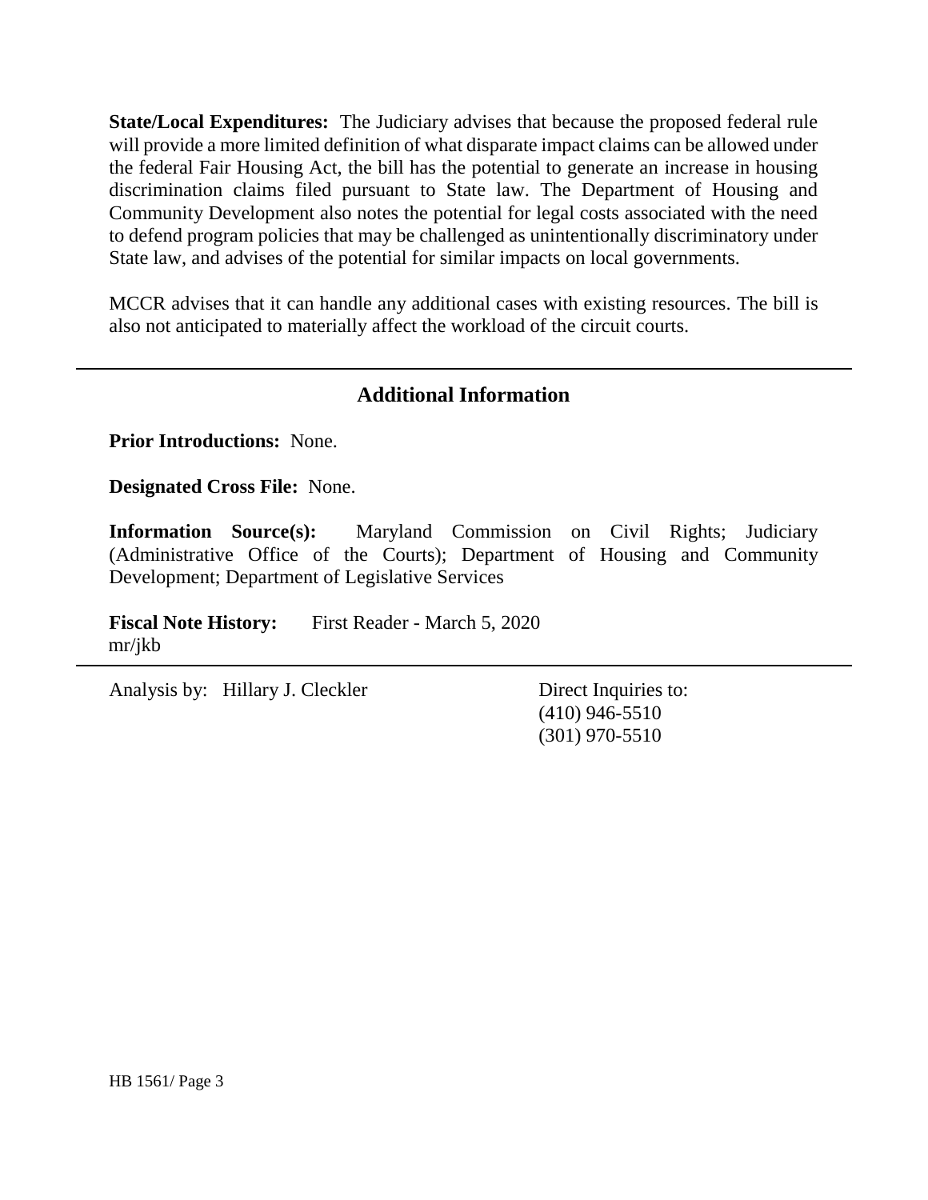**State/Local Expenditures:** The Judiciary advises that because the proposed federal rule will provide a more limited definition of what disparate impact claims can be allowed under the federal Fair Housing Act, the bill has the potential to generate an increase in housing discrimination claims filed pursuant to State law. The Department of Housing and Community Development also notes the potential for legal costs associated with the need to defend program policies that may be challenged as unintentionally discriminatory under State law, and advises of the potential for similar impacts on local governments.

MCCR advises that it can handle any additional cases with existing resources. The bill is also not anticipated to materially affect the workload of the circuit courts.

## Additional Information

**Prior Introductions:** None.

**Designated Cross File:** None.

**Information Source(s):** Maryland Commission on Civil Rights; Judiciary (Administrative Office of the Courts); Department of Housing and Community Development; Department of Legislative Services

**Fiscal Note History:** First Reader - March 5, 2020
mr/jkb

Analysis by: Hillary J. Cleckler

Direct Inquiries to:
(410) 946-5510
(301) 970-5510